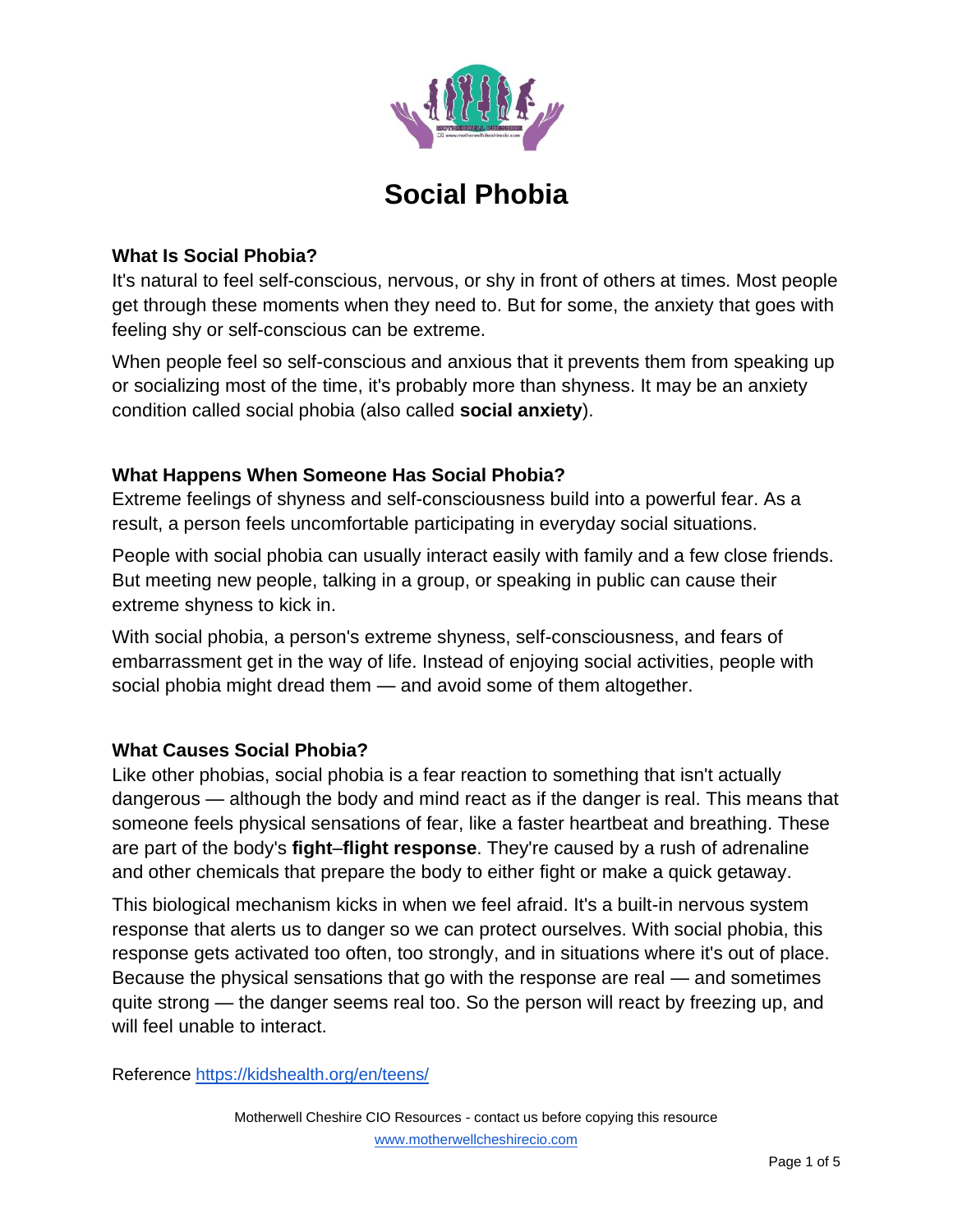# Social Phobia

## What Is Social Phobia?

It's natural to feel self-conscious, nervous, or shy in front of others at times. Most people get through these moments when they need to. But for some, the anxiety that goes with feeling shy or self-conscious can be extreme.

When people feel so self-conscious and anxious that it prevents them from speaking up or socializing most of the time, it's probably more than shyness. It may be an anxiety condition called social phobia (also called **social anxiety**).

## What Happens When Someone Has Social Phobia?

Extreme feelings of shyness and self-consciousness build into a powerful fear. As a result, a person feels uncomfortable participating in everyday social situations.

People with social phobia can usually interact easily with family and a few close friends. But meeting new people, talking in a group, or speaking in public can cause their extreme shyness to kick in.

With social phobia, a person's extreme shyness, self-consciousness, and fears of embarrassment get in the way of life. Instead of enjoying social activities, people with social phobia might dread them — and avoid some of them altogether.

## What Causes Social Phobia?

Like other phobias, social phobia is a fear reaction to something that isn't actually dangerous — although the body and mind react as if the danger is real. This means that someone feels physical sensations of fear, like a faster heartbeat and breathing. These are part of the body's **fight**–**flight response**. They're caused by a rush of adrenaline and other chemicals that prepare the body to either fight or make a quick getaway.

This biological mechanism kicks in when we feel afraid. It's a built-in nervous system response that alerts us to danger so we can protect ourselves. With social phobia, this response gets activated too often, too strongly, and in situations where it's out of place. Because the physical sensations that go with the response are real — and sometimes quite strong — the danger seems real too. So the person will react by freezing up, and will feel unable to interact.

Reference https://kidshealth.org/en/teens/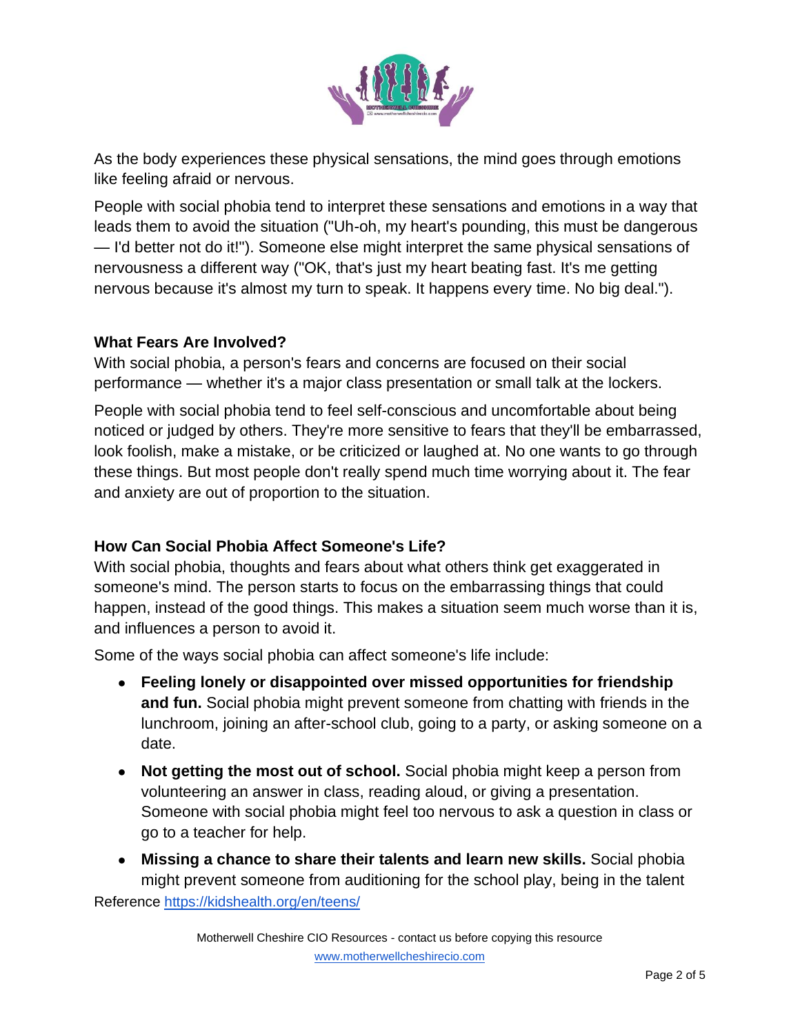As the body experiences these physical sensations, the mind goes through emotions like feeling afraid or nervous.

People with social phobia tend to interpret these sensations and emotions in a way that leads them to avoid the situation ("Uh-oh, my heart's pounding, this must be dangerous — I'd better not do it!"). Someone else might interpret the same physical sensations of nervousness a different way ("OK, that's just my heart beating fast. It's me getting nervous because it's almost my turn to speak. It happens every time. No big deal.").

### What Fears Are Involved?

With social phobia, a person's fears and concerns are focused on their social performance — whether it's a major class presentation or small talk at the lockers.

People with social phobia tend to feel self-conscious and uncomfortable about being noticed or judged by others. They're more sensitive to fears that they'll be embarrassed, look foolish, make a mistake, or be criticized or laughed at. No one wants to go through these things. But most people don't really spend much time worrying about it. The fear and anxiety are out of proportion to the situation.

### How Can Social Phobia Affect Someone's Life?

With social phobia, thoughts and fears about what others think get exaggerated in someone's mind. The person starts to focus on the embarrassing things that could happen, instead of the good things. This makes a situation seem much worse than it is, and influences a person to avoid it.

Some of the ways social phobia can affect someone's life include:

- **Feeling lonely or disappointed over missed opportunities for friendship and fun.** Social phobia might prevent someone from chatting with friends in the lunchroom, joining an after-school club, going to a party, or asking someone on a date.
- **Not getting the most out of school.** Social phobia might keep a person from volunteering an answer in class, reading aloud, or giving a presentation. Someone with social phobia might feel too nervous to ask a question in class or go to a teacher for help.
- **Missing a chance to share their talents and learn new skills.** Social phobia might prevent someone from auditioning for the school play, being in the talent

Reference https://kidshealth.org/en/teens/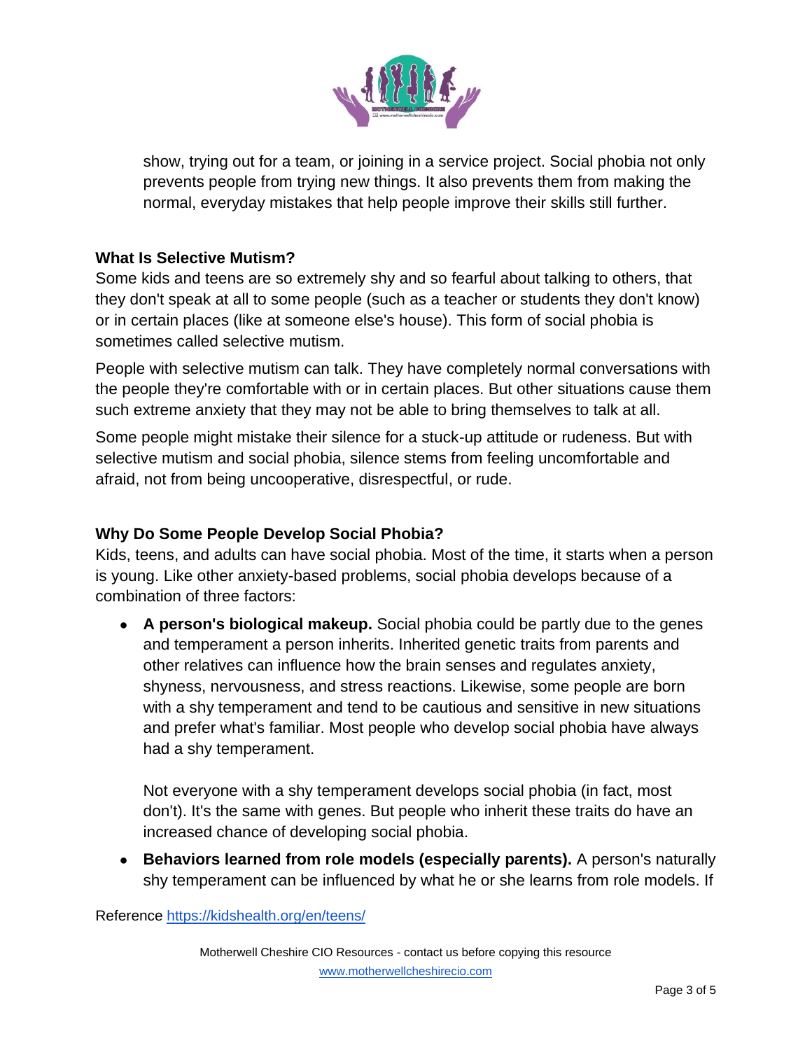show, trying out for a team, or joining in a service project. Social phobia not only prevents people from trying new things. It also prevents them from making the normal, everyday mistakes that help people improve their skills still further.

**What Is Selective Mutism?**

Some kids and teens are so extremely shy and so fearful about talking to others, that they don't speak at all to some people (such as a teacher or students they don't know) or in certain places (like at someone else's house). This form of social phobia is sometimes called selective mutism.

People with selective mutism can talk. They have completely normal conversations with the people they're comfortable with or in certain places. But other situations cause them such extreme anxiety that they may not be able to bring themselves to talk at all.

Some people might mistake their silence for a stuck-up attitude or rudeness. But with selective mutism and social phobia, silence stems from feeling uncomfortable and afraid, not from being uncooperative, disrespectful, or rude.

**Why Do Some People Develop Social Phobia?**

Kids, teens, and adults can have social phobia. Most of the time, it starts when a person is young. Like other anxiety-based problems, social phobia develops because of a combination of three factors:

- **A person's biological makeup.** Social phobia could be partly due to the genes and temperament a person inherits. Inherited genetic traits from parents and other relatives can influence how the brain senses and regulates anxiety, shyness, nervousness, and stress reactions. Likewise, some people are born with a shy temperament and tend to be cautious and sensitive in new situations and prefer what's familiar. Most people who develop social phobia have always had a shy temperament.

  Not everyone with a shy temperament develops social phobia (in fact, most don't). It's the same with genes. But people who inherit these traits do have an increased chance of developing social phobia.

- **Behaviors learned from role models (especially parents).** A person's naturally shy temperament can be influenced by what he or she learns from role models. If

Reference https://kidshealth.org/en/teens/

Motherwell Cheshire CIO Resources - contact us before copying this resource
www.motherwellcheshirecio.com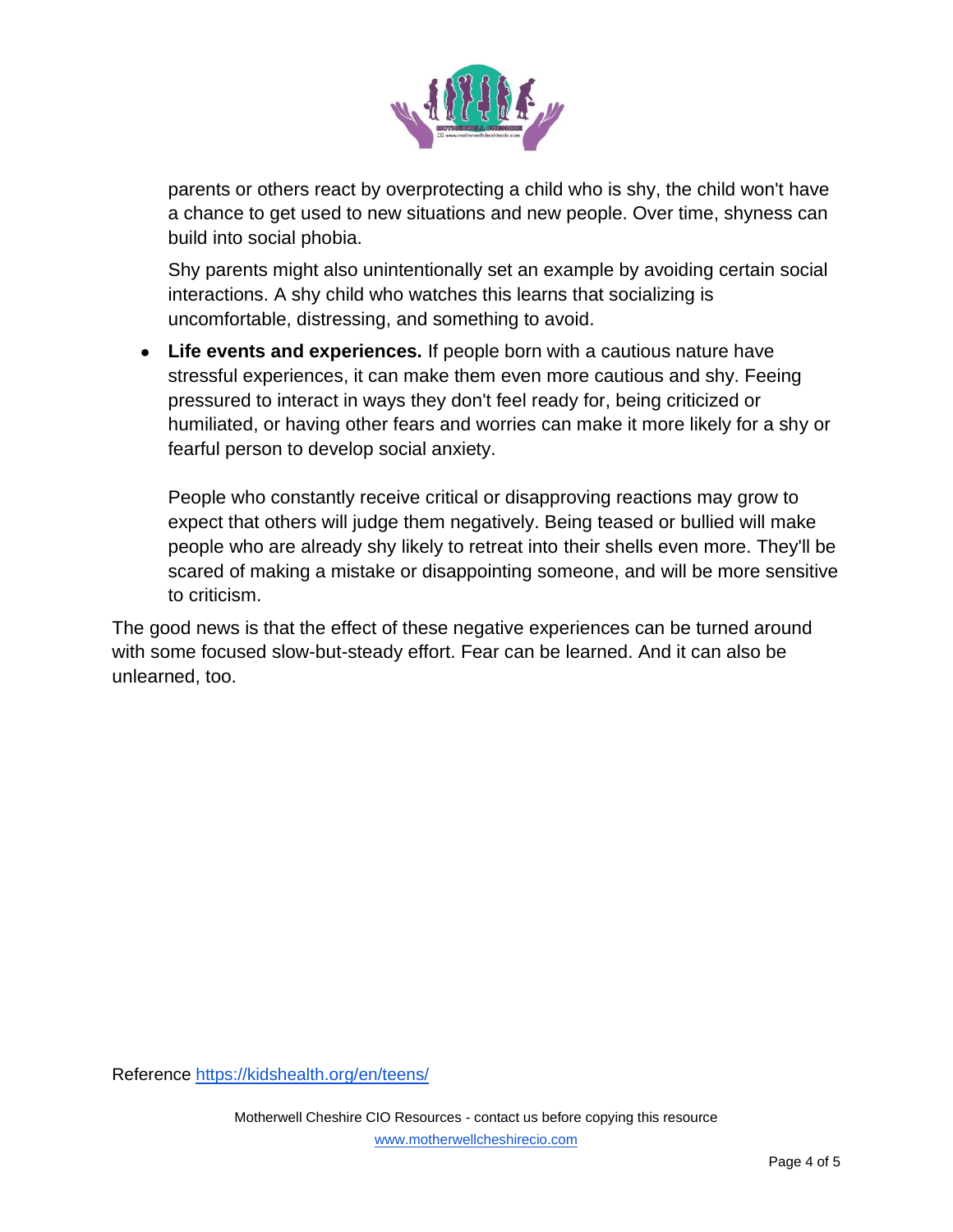parents or others react by overprotecting a child who is shy, the child won't have a chance to get used to new situations and new people. Over time, shyness can build into social phobia.

Shy parents might also unintentionally set an example by avoiding certain social interactions. A shy child who watches this learns that socializing is uncomfortable, distressing, and something to avoid.

- **Life events and experiences.** If people born with a cautious nature have stressful experiences, it can make them even more cautious and shy. Feeing pressured to interact in ways they don't feel ready for, being criticized or humiliated, or having other fears and worries can make it more likely for a shy or fearful person to develop social anxiety.

  People who constantly receive critical or disapproving reactions may grow to expect that others will judge them negatively. Being teased or bullied will make people who are already shy likely to retreat into their shells even more. They'll be scared of making a mistake or disappointing someone, and will be more sensitive to criticism.

The good news is that the effect of these negative experiences can be turned around with some focused slow-but-steady effort. Fear can be learned. And it can also be unlearned, too.

Reference [https://kidshealth.org/en/teens/](https://kidshealth.org/en/teens/)

Motherwell Cheshire CIO Resources - contact us before copying this resource
[www.motherwellcheshirecio.com](www.motherwellcheshirecio.com)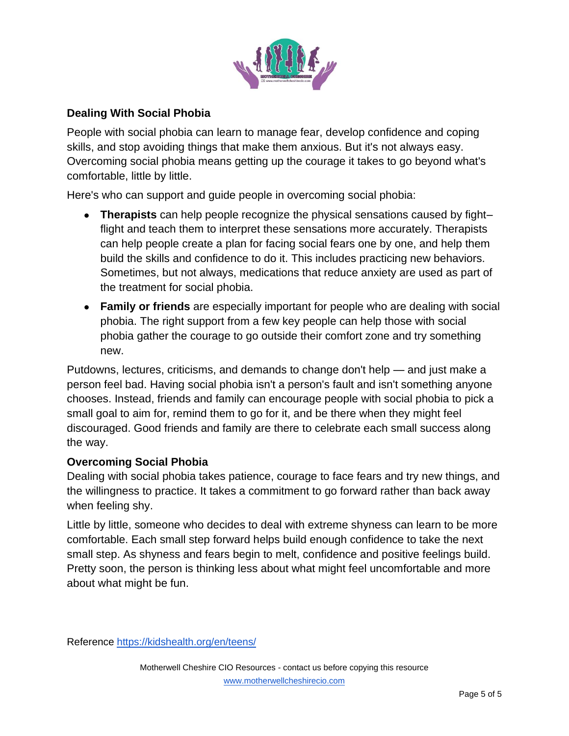## Dealing With Social Phobia

People with social phobia can learn to manage fear, develop confidence and coping skills, and stop avoiding things that make them anxious. But it's not always easy. Overcoming social phobia means getting up the courage it takes to go beyond what's comfortable, little by little.

Here's who can support and guide people in overcoming social phobia:

- **Therapists** can help people recognize the physical sensations caused by fight–flight and teach them to interpret these sensations more accurately. Therapists can help people create a plan for facing social fears one by one, and help them build the skills and confidence to do it. This includes practicing new behaviors. Sometimes, but not always, medications that reduce anxiety are used as part of the treatment for social phobia.
- **Family or friends** are especially important for people who are dealing with social phobia. The right support from a few key people can help those with social phobia gather the courage to go outside their comfort zone and try something new.

Putdowns, lectures, criticisms, and demands to change don't help — and just make a person feel bad. Having social phobia isn't a person's fault and isn't something anyone chooses. Instead, friends and family can encourage people with social phobia to pick a small goal to aim for, remind them to go for it, and be there when they might feel discouraged. Good friends and family are there to celebrate each small success along the way.

## Overcoming Social Phobia

Dealing with social phobia takes patience, courage to face fears and try new things, and the willingness to practice. It takes a commitment to go forward rather than back away when feeling shy.

Little by little, someone who decides to deal with extreme shyness can learn to be more comfortable. Each small step forward helps build enough confidence to take the next small step. As shyness and fears begin to melt, confidence and positive feelings build. Pretty soon, the person is thinking less about what might feel uncomfortable and more about what might be fun.

Reference https://kidshealth.org/en/teens/

Motherwell Cheshire CIO Resources - contact us before copying this resource
www.motherwellcheshirecio.com